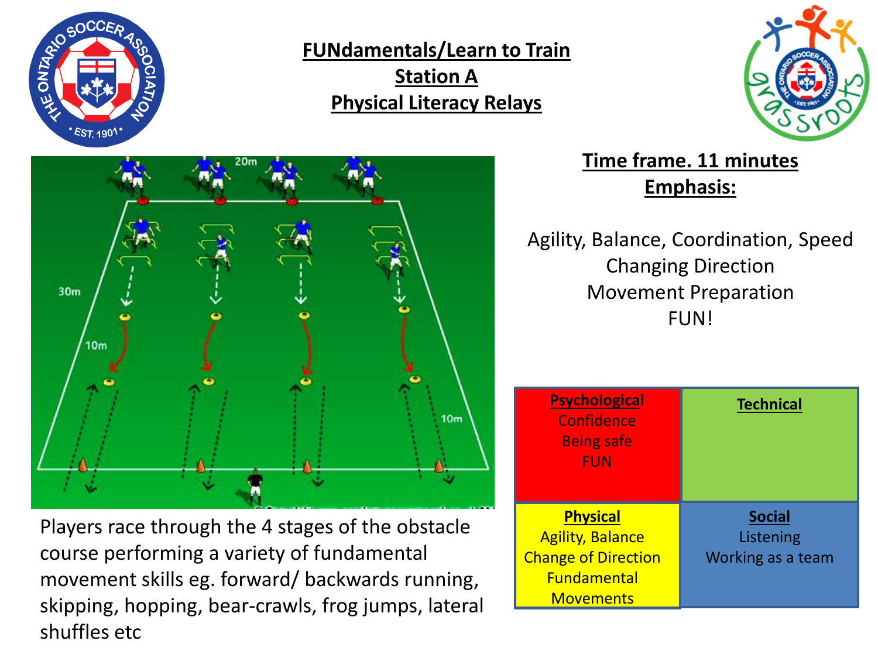# FUNdamentals/Learn to Train
## Station A
## Physical Literacy Relays

**Time frame. 11 minutes**

**Emphasis:**

Agility, Balance, Coordination, Speed
Changing Direction
Movement Preparation
FUN!

Players race through the 4 stages of the obstacle course performing a variety of fundamental movement skills eg. forward/ backwards running, skipping, hopping, bear-crawls, frog jumps, lateral shuffles etc

| **Psychological** | **Technical** |
|---|---|
| Confidence<br>Being safe<br>FUN | |
| **Physical** | **Social** |
| Agility, Balance<br>Change of Direction<br>Fundamental Movements | Listening<br>Working as a team |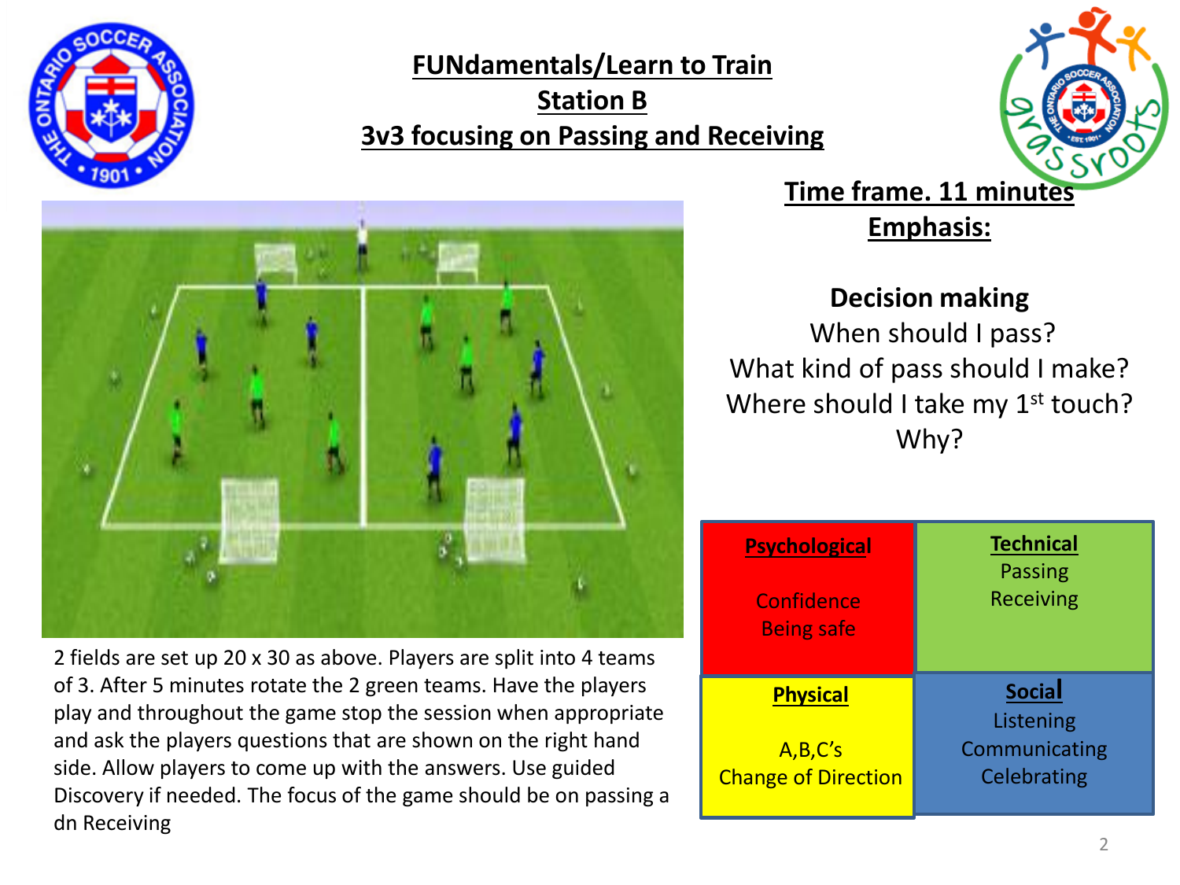# FUNdamentals/Learn to Train
## Station B
## 3v3 focusing on Passing and Receiving

**Time frame. 11 minutes**

**Emphasis:**

**Decision making**

When should I pass?
What kind of pass should I make?
Where should I take my 1st touch?
Why?

2 fields are set up 20 x 30 as above. Players are split into 4 teams of 3. After 5 minutes rotate the 2 green teams. Have the players play and throughout the game stop the session when appropriate and ask the players questions that are shown on the right hand side. Allow players to come up with the answers. Use guided Discovery if needed. The focus of the game should be on passing a dn Receiving

| **Psychological** | **Technical** |
| --- | --- |
| Confidence<br>Being safe | Passing<br>Receiving |
| **Physical** | **Social** |
| A,B,C's<br>Change of Direction | Listening<br>Communicating<br>Celebrating |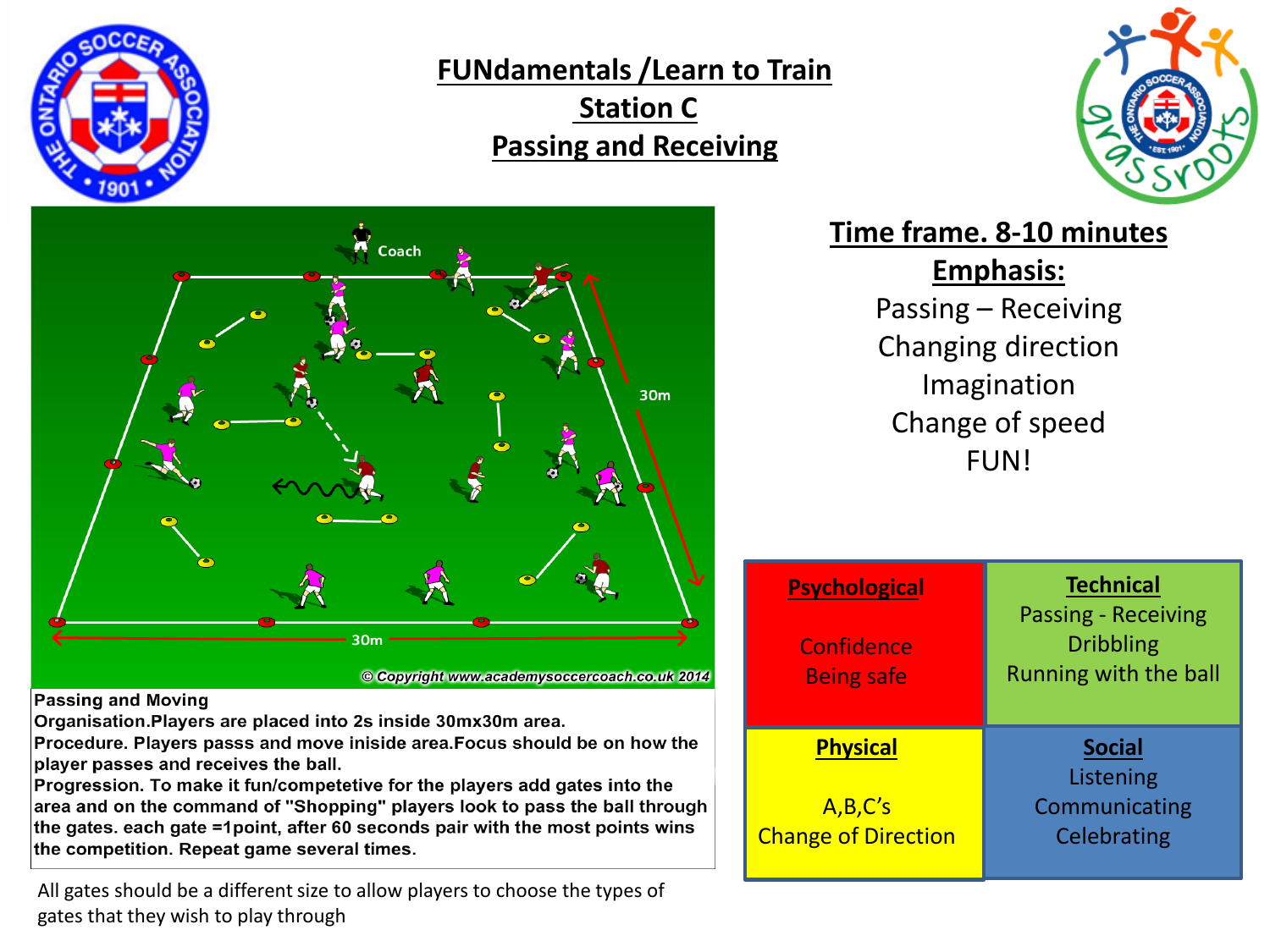# FUNdamentals /Learn to Train
## Station C
## Passing and Receiving

**Passing and Moving**
**Organisation.Players are placed into 2s inside 30mx30m area.**
**Procedure. Players passs and move iniside area.Focus should be on how the player passes and receives the ball.**
**Progression. To make it fun/competetive for the players add gates into the area and on the command of "Shopping" players look to pass the ball through the gates. each gate =1point, after 60 seconds pair with the most points wins the competition. Repeat game several times.**

All gates should be a different size to allow players to choose the types of gates that they wish to play through

## Time frame. 8-10 minutes

**Emphasis:**

Passing – Receiving
Changing direction
Imagination
Change of speed
FUN!

| **Psychological** | **Technical** |
|---|---|
| Confidence<br>Being safe | Passing - Receiving<br>Dribbling<br>Running with the ball |
| **Physical** | **Social** |
| A,B,C's<br>Change of Direction | Listening<br>Communicating<br>Celebrating |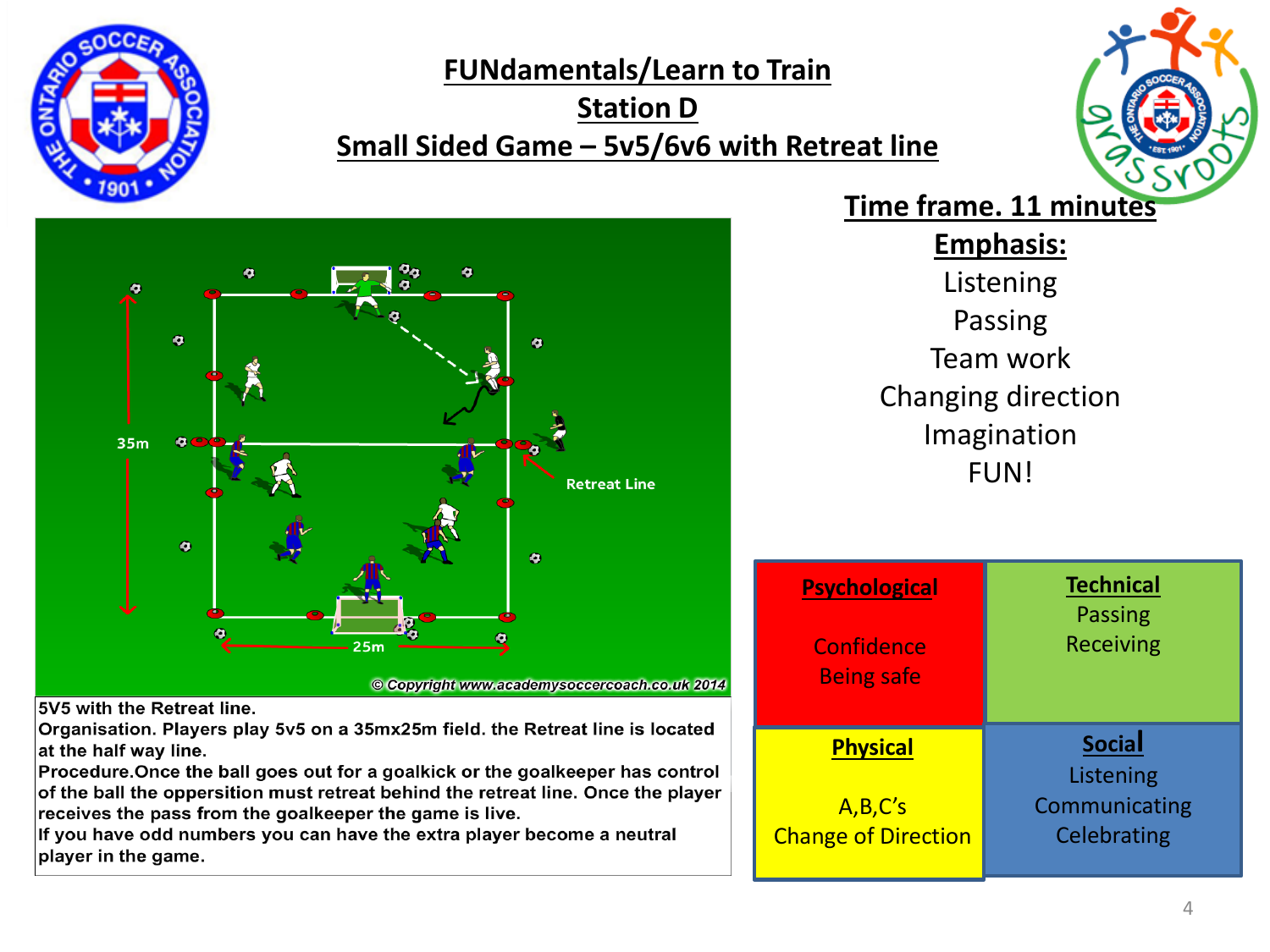# FUNdamentals/Learn to Train

## Station D

## Small Sided Game – 5v5/6v6 with Retreat line

35m

Retreat Line

25m

© Copyright www.academysoccercoach.co.uk 2014

**5V5 with the Retreat line.**
**Organisation. Players play 5v5 on a 35mx25m field. the Retreat line is located at the half way line.**
**Procedure.Once the ball goes out for a goalkick or the goalkeeper has control of the ball the oppersition must retreat behind the retreat line. Once the player receives the pass from the goalkeeper the game is live.**
**If you have odd numbers you can have the extra player become a neutral player in the game.**

## Time frame. 11 minutes

### Emphasis:

Listening
Passing
Team work
Changing direction
Imagination
FUN!

| **Psychological** | **Technical** |
|---|---|
| Confidence<br>Being safe | Passing<br>Receiving |
| **Physical** | **Social** |
| A,B,C's<br>Change of Direction | Listening<br>Communicating<br>Celebrating |